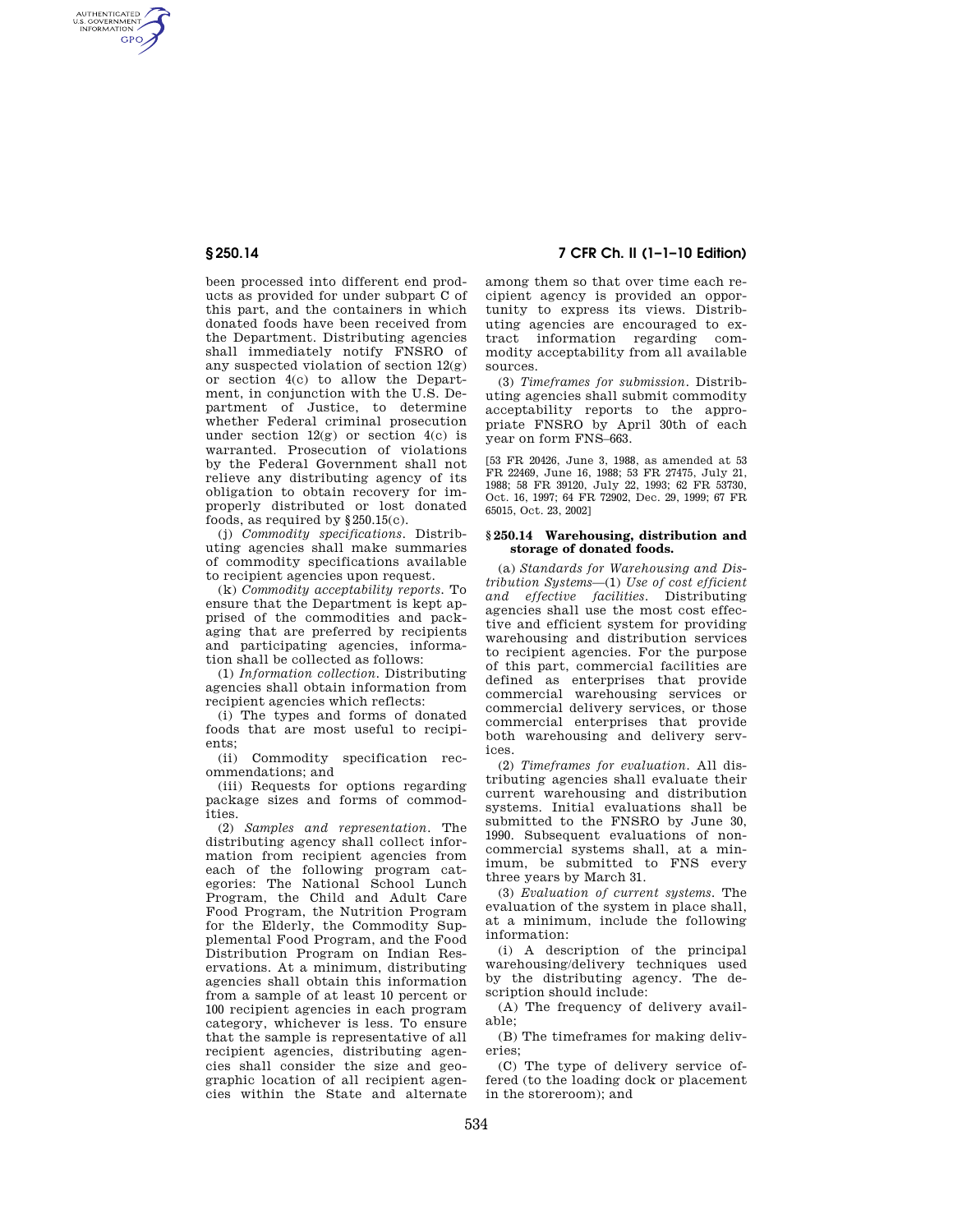been processed into different end products as provided for under subpart C of this part, and the containers in which donated foods have been received from the Department. Distributing agencies shall immediately notify FNSRO of any suspected violation of section 12(g) or section 4(c) to allow the Department, in conjunction with the U.S. Department of Justice, to determine whether Federal criminal prosecution under section 12(g) or section 4(c) is warranted. Prosecution of violations by the Federal Government shall not relieve any distributing agency of its obligation to obtain recovery for improperly distributed or lost donated foods, as required by §250.15(c).

(j) *Commodity specifications.* Distributing agencies shall make summaries of commodity specifications available to recipient agencies upon request.

(k) *Commodity acceptability reports.* To ensure that the Department is kept apprised of the commodities and packaging that are preferred by recipients and participating agencies, information shall be collected as follows:

(1) *Information collection.* Distributing agencies shall obtain information from recipient agencies which reflects:

(i) The types and forms of donated foods that are most useful to recipients;

(ii) Commodity specification recommendations; and

(iii) Requests for options regarding package sizes and forms of commodities.

(2) *Samples and representation.* The distributing agency shall collect information from recipient agencies from each of the following program categories: The National School Lunch Program, the Child and Adult Care Food Program, the Nutrition Program for the Elderly, the Commodity Supplemental Food Program, and the Food Distribution Program on Indian Reservations. At a minimum, distributing agencies shall obtain this information from a sample of at least 10 percent or 100 recipient agencies in each program category, whichever is less. To ensure that the sample is representative of all recipient agencies, distributing agencies shall consider the size and geographic location of all recipient agencies within the State and alternate among them so that over time each recipient agency is provided an opportunity to express its views. Distributing agencies are encouraged to extract information regarding commodity acceptability from all available sources.

(3) *Timeframes for submission.* Distributing agencies shall submit commodity acceptability reports to the appropriate FNSRO by April 30th of each year on form FNS–663.

[53 FR 20426, June 3, 1988, as amended at 53 FR 22469, June 16, 1988; 53 FR 27475, July 21, 1988; 58 FR 39120, July 22, 1993; 62 FR 53730, Oct. 16, 1997; 64 FR 72902, Dec. 29, 1999; 67 FR 65015, Oct. 23, 2002]

## §250.14 Warehousing, distribution and storage of donated foods.

(a) *Standards for Warehousing and Distribution Systems*—(1) *Use of cost efficient and effective facilities.* Distributing agencies shall use the most cost effective and efficient system for providing warehousing and distribution services to recipient agencies. For the purpose of this part, commercial facilities are defined as enterprises that provide commercial warehousing services or commercial delivery services, or those commercial enterprises that provide both warehousing and delivery services.

(2) *Timeframes for evaluation.* All distributing agencies shall evaluate their current warehousing and distribution systems. Initial evaluations shall be submitted to the FNSRO by June 30, 1990. Subsequent evaluations of noncommercial systems shall, at a minimum, be submitted to FNS every three years by March 31.

(3) *Evaluation of current systems.* The evaluation of the system in place shall, at a minimum, include the following information:

(i) A description of the principal warehousing/delivery techniques used by the distributing agency. The description should include:

(A) The frequency of delivery available;

(B) The timeframes for making deliveries;

(C) The type of delivery service offered (to the loading dock or placement in the storeroom); and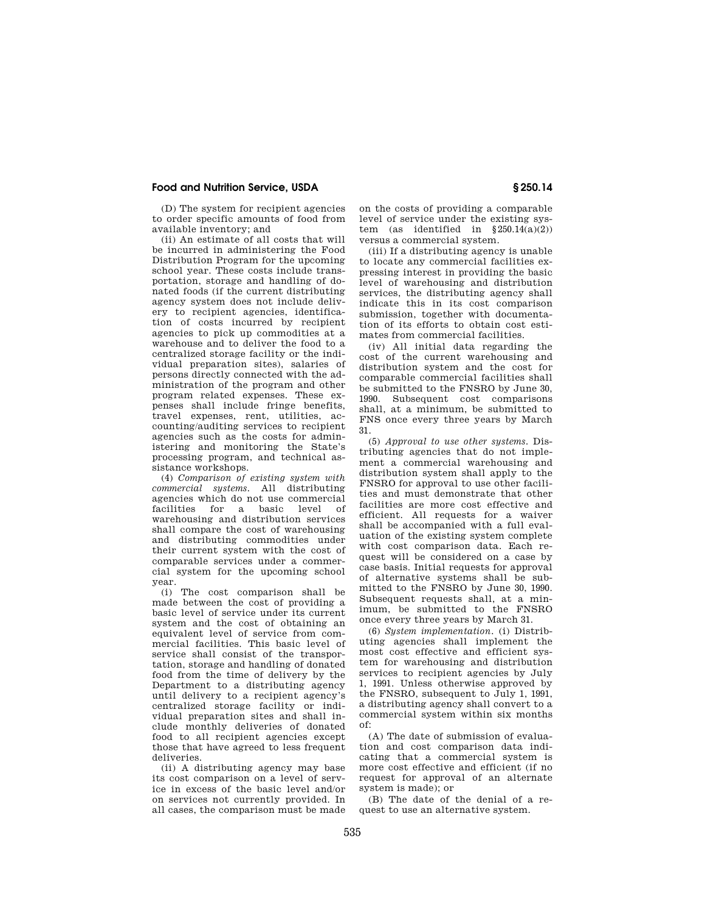(D) The system for recipient agencies to order specific amounts of food from available inventory; and

(ii) An estimate of all costs that will be incurred in administering the Food Distribution Program for the upcoming school year. These costs include transportation, storage and handling of donated foods (if the current distributing agency system does not include delivery to recipient agencies, identification of costs incurred by recipient agencies to pick up commodities at a warehouse and to deliver the food to a centralized storage facility or the individual preparation sites), salaries of persons directly connected with the administration of the program and other program related expenses. These expenses shall include fringe benefits, travel expenses, rent, utilities, accounting/auditing services to recipient agencies such as the costs for administering and monitoring the State's processing program, and technical assistance workshops.

(4) *Comparison of existing system with commercial systems.* All distributing agencies which do not use commercial facilities for a basic level of warehousing and distribution services shall compare the cost of warehousing and distributing commodities under their current system with the cost of comparable services under a commercial system for the upcoming school year.

(i) The cost comparison shall be made between the cost of providing a basic level of service under its current system and the cost of obtaining an equivalent level of service from commercial facilities. This basic level of service shall consist of the transportation, storage and handling of donated food from the time of delivery by the Department to a distributing agency until delivery to a recipient agency's centralized storage facility or individual preparation sites and shall include monthly deliveries of donated food to all recipient agencies except those that have agreed to less frequent deliveries.

(ii) A distributing agency may base its cost comparison on a level of service in excess of the basic level and/or on services not currently provided. In all cases, the comparison must be made on the costs of providing a comparable level of service under the existing system (as identified in §250.14(a)(2)) versus a commercial system.

(iii) If a distributing agency is unable to locate any commercial facilities expressing interest in providing the basic level of warehousing and distribution services, the distributing agency shall indicate this in its cost comparison submission, together with documentation of its efforts to obtain cost estimates from commercial facilities.

(iv) All initial data regarding the cost of the current warehousing and distribution system and the cost for comparable commercial facilities shall be submitted to the FNSRO by June 30, 1990. Subsequent cost comparisons shall, at a minimum, be submitted to FNS once every three years by March 31.

(5) *Approval to use other systems.* Distributing agencies that do not implement a commercial warehousing and distribution system shall apply to the FNSRO for approval to use other facilities and must demonstrate that other facilities are more cost effective and efficient. All requests for a waiver shall be accompanied with a full evaluation of the existing system complete with cost comparison data. Each request will be considered on a case by case basis. Initial requests for approval of alternative systems shall be submitted to the FNSRO by June 30, 1990. Subsequent requests shall, at a minimum, be submitted to the FNSRO once every three years by March 31.

(6) *System implementation.* (i) Distributing agencies shall implement the most cost effective and efficient system for warehousing and distribution services to recipient agencies by July 1, 1991. Unless otherwise approved by the FNSRO, subsequent to July 1, 1991, a distributing agency shall convert to a commercial system within six months of:

(A) The date of submission of evaluation and cost comparison data indicating that a commercial system is more cost effective and efficient (if no request for approval of an alternate system is made); or

(B) The date of the denial of a request to use an alternative system.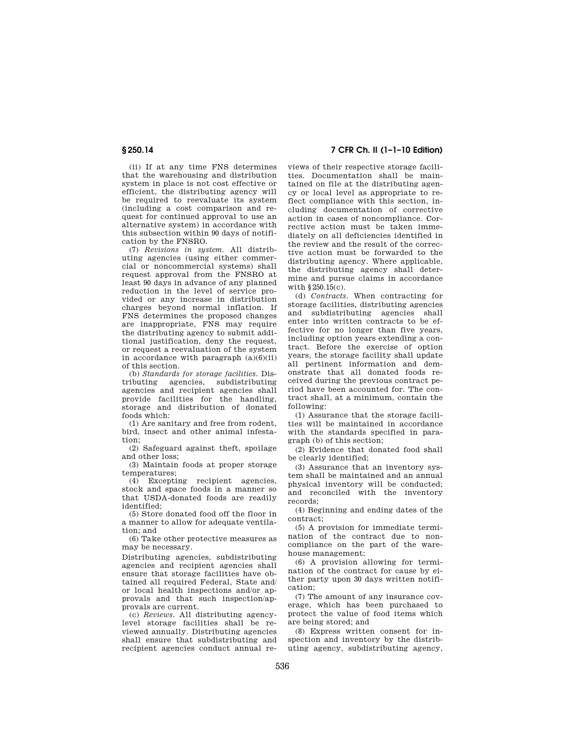(ii) If at any time FNS determines that the warehousing and distribution system in place is not cost effective or efficient, the distributing agency will be required to reevaluate its system (including a cost comparison and request for continued approval to use an alternative system) in accordance with this subsection within 90 days of notification by the FNSRO.

(7) *Revisions in system.* All distributing agencies (using either commercial or noncommercial systems) shall request approval from the FNSRO at least 90 days in advance of any planned reduction in the level of service provided or any increase in distribution charges beyond normal inflation. If FNS determines the proposed changes are inappropriate, FNS may require the distributing agency to submit additional justification, deny the request, or request a reevaluation of the system in accordance with paragraph (a)(6)(ii) of this section.

(b) *Standards for storage facilities.* Distributing agencies, subdistributing agencies and recipient agencies shall provide facilities for the handling, storage and distribution of donated foods which:

(1) Are sanitary and free from rodent, bird, insect and other animal infestation;

(2) Safeguard against theft, spoilage and other loss;

(3) Maintain foods at proper storage temperatures;

(4) Excepting recipient agencies, stock and space foods in a manner so that USDA-donated foods are readily identified;

(5) Store donated food off the floor in a manner to allow for adequate ventilation; and

(6) Take other protective measures as may be necessary.

Distributing agencies, subdistributing agencies and recipient agencies shall ensure that storage facilities have obtained all required Federal, State and/or local health inspections and/or approvals and that such inspection/approvals are current.

(c) *Reviews.* All distributing agency-level storage facilities shall be reviewed annually. Distributing agencies shall ensure that subdistributing and recipient agencies conduct annual reviews of their respective storage facilities. Documentation shall be maintained on file at the distributing agency or local level as appropriate to reflect compliance with this section, including documentation of corrective action in cases of noncompliance. Corrective action must be taken immediately on all deficiencies identified in the review and the result of the corrective action must be forwarded to the distributing agency. Where applicable, the distributing agency shall determine and pursue claims in accordance with §250.15(c).

(d) *Contracts.* When contracting for storage facilities, distributing agencies and subdistributing agencies shall enter into written contracts to be effective for no longer than five years, including option years extending a contract. Before the exercise of option years, the storage facility shall update all pertinent information and demonstrate that all donated foods received during the previous contract period have been accounted for. The contract shall, at a minimum, contain the following:

(1) Assurance that the storage facilities will be maintained in accordance with the standards specified in paragraph (b) of this section;

(2) Evidence that donated food shall be clearly identified;

(3) Assurance that an inventory system shall be maintained and an annual physical inventory will be conducted; and reconciled with the inventory records;

(4) Beginning and ending dates of the contract;

(5) A provision for immediate termination of the contract due to noncompliance on the part of the warehouse management;

(6) A provision allowing for termination of the contract for cause by either party upon 30 days written notification;

(7) The amount of any insurance coverage, which has been purchased to protect the value of food items which are being stored; and

(8) Express written consent for inspection and inventory by the distributing agency, subdistributing agency,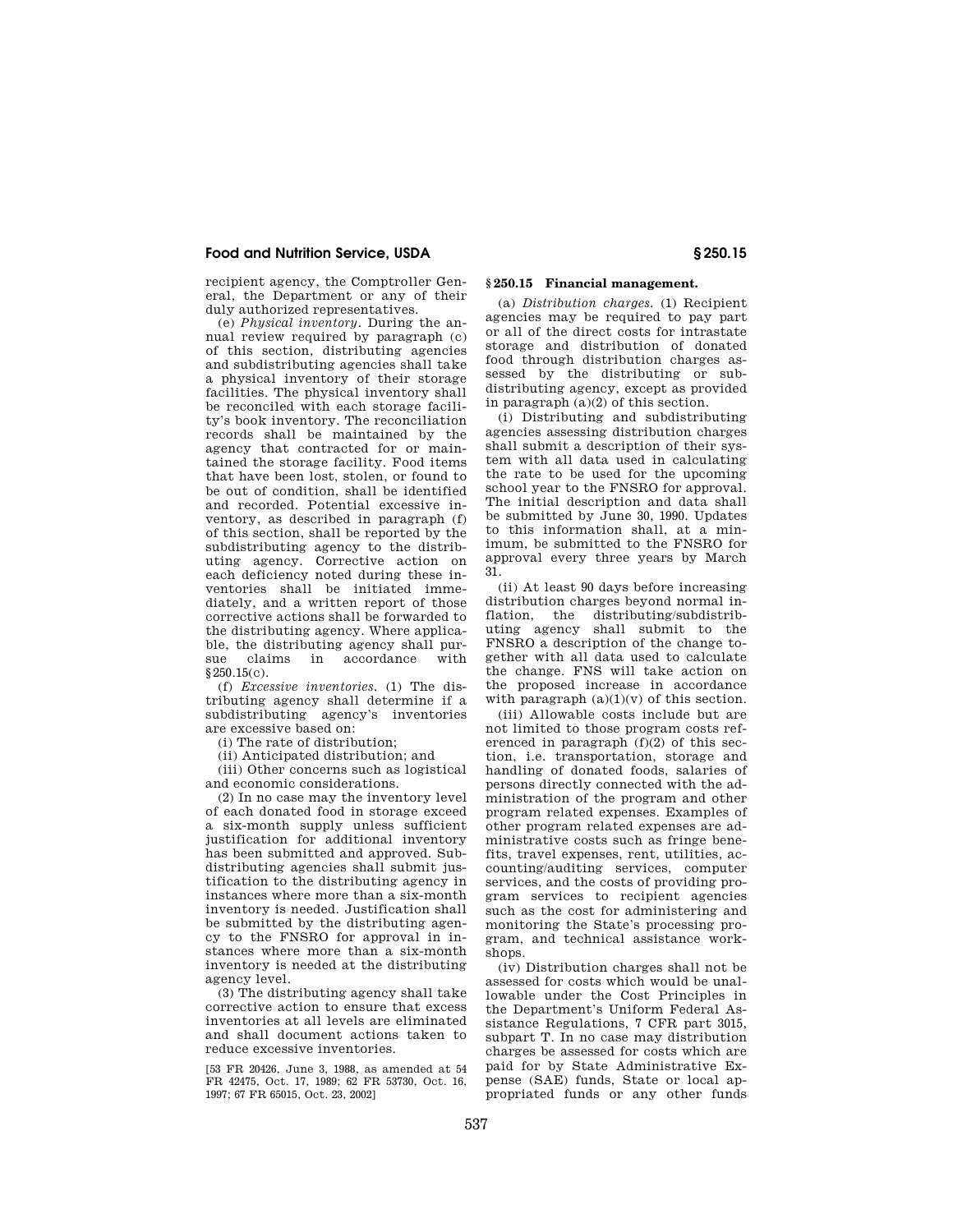recipient agency, the Comptroller General, the Department or any of their duly authorized representatives.

(e) *Physical inventory.* During the annual review required by paragraph (c) of this section, distributing agencies and subdistributing agencies shall take a physical inventory of their storage facilities. The physical inventory shall be reconciled with each storage facility's book inventory. The reconciliation records shall be maintained by the agency that contracted for or maintained the storage facility. Food items that have been lost, stolen, or found to be out of condition, shall be identified and recorded. Potential excessive inventory, as described in paragraph (f) of this section, shall be reported by the subdistributing agency to the distributing agency. Corrective action on each deficiency noted during these inventories shall be initiated immediately, and a written report of those corrective actions shall be forwarded to the distributing agency. Where applicable, the distributing agency shall pursue claims in accordance with §250.15(c).

(f) *Excessive inventories.* (1) The distributing agency shall determine if a subdistributing agency's inventories are excessive based on:

(i) The rate of distribution;

(ii) Anticipated distribution; and

(iii) Other concerns such as logistical and economic considerations.

(2) In no case may the inventory level of each donated food in storage exceed a six-month supply unless sufficient justification for additional inventory has been submitted and approved. Subdistributing agencies shall submit justification to the distributing agency in instances where more than a six-month inventory is needed. Justification shall be submitted by the distributing agency to the FNSRO for approval in instances where more than a six-month inventory is needed at the distributing agency level.

(3) The distributing agency shall take corrective action to ensure that excess inventories at all levels are eliminated and shall document actions taken to reduce excessive inventories.

[53 FR 20426, June 3, 1988, as amended at 54 FR 42475, Oct. 17, 1989; 62 FR 53730, Oct. 16, 1997; 67 FR 65015, Oct. 23, 2002]

## §250.15 Financial management.

(a) *Distribution charges.* (1) Recipient agencies may be required to pay part or all of the direct costs for intrastate storage and distribution of donated food through distribution charges assessed by the distributing or subdistributing agency, except as provided in paragraph (a)(2) of this section.

(i) Distributing and subdistributing agencies assessing distribution charges shall submit a description of their system with all data used in calculating the rate to be used for the upcoming school year to the FNSRO for approval. The initial description and data shall be submitted by June 30, 1990. Updates to this information shall, at a minimum, be submitted to the FNSRO for approval every three years by March 31.

(ii) At least 90 days before increasing distribution charges beyond normal inflation, the distributing/subdistributing agency shall submit to the FNSRO a description of the change together with all data used to calculate the change. FNS will take action on the proposed increase in accordance with paragraph (a)(1)(v) of this section.

(iii) Allowable costs include but are not limited to those program costs referenced in paragraph (f)(2) of this section, i.e. transportation, storage and handling of donated foods, salaries of persons directly connected with the administration of the program and other program related expenses. Examples of other program related expenses are administrative costs such as fringe benefits, travel expenses, rent, utilities, accounting/auditing services, computer services, and the costs of providing program services to recipient agencies such as the cost for administering and monitoring the State's processing program, and technical assistance workshops.

(iv) Distribution charges shall not be assessed for costs which would be unallowable under the Cost Principles in the Department's Uniform Federal Assistance Regulations, 7 CFR part 3015, subpart T. In no case may distribution charges be assessed for costs which are paid for by State Administrative Expense (SAE) funds, State or local appropriated funds or any other funds